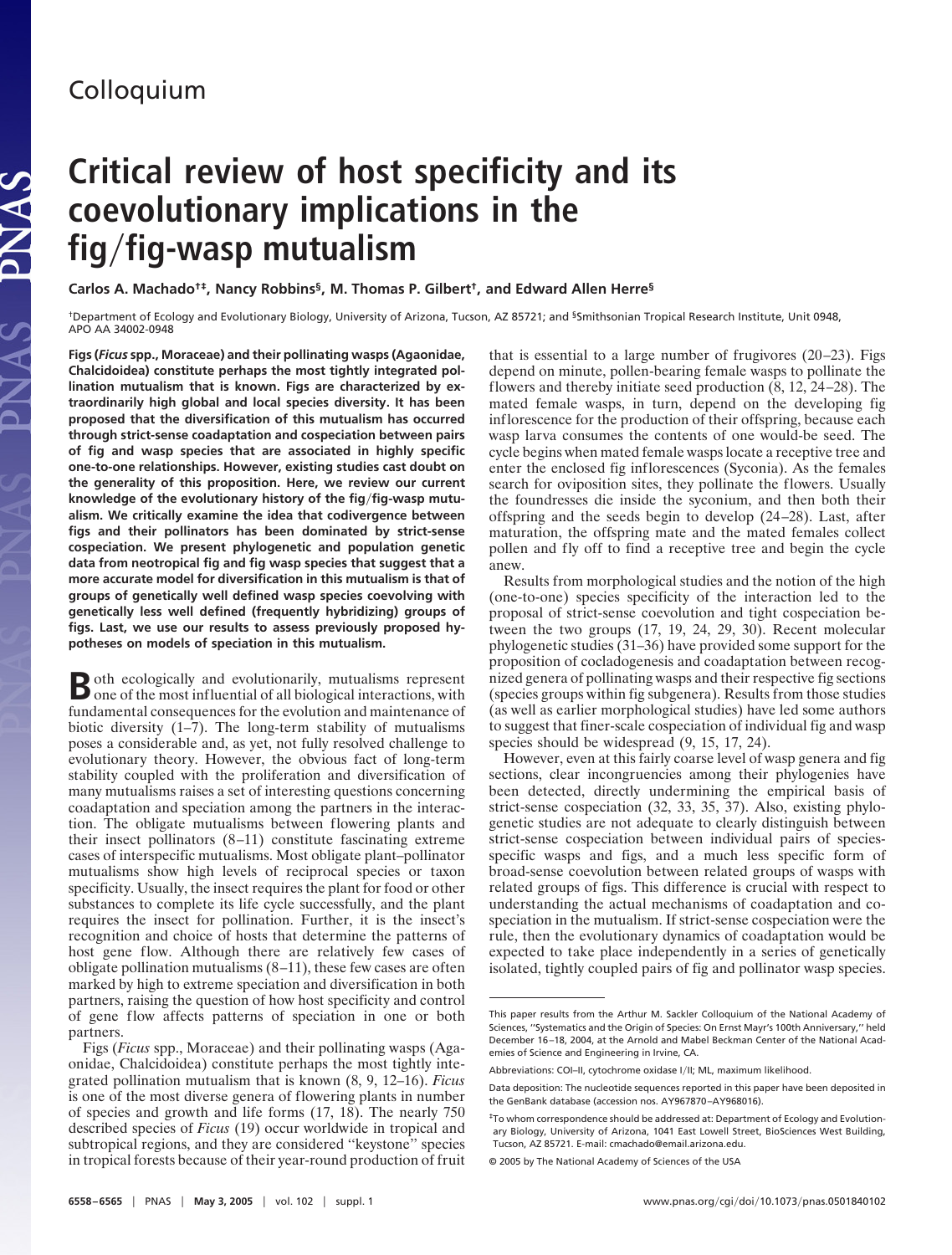Colloquium

# Critical review of host specificity and its coevolutionary implications in the fig/fig-wasp mutualism

**Carlos A. Machado[†‡], Nancy Robbins[§], M. Thomas P. Gilbert[†], and Edward Allen Herre[§]**

[†]Department of Ecology and Evolutionary Biology, University of Arizona, Tucson, AZ 85721; and [§]Smithsonian Tropical Research Institute, Unit 0948, APO AA 34002-0948

**Figs (*Ficus* spp., Moraceae) and their pollinating wasps (Agaonidae, Chalcidoidea) constitute perhaps the most tightly integrated pollination mutualism that is known. Figs are characterized by extraordinarily high global and local species diversity. It has been proposed that the diversification of this mutualism has occurred through strict-sense coadaptation and cospeciation between pairs of fig and wasp species that are associated in highly specific one-to-one relationships. However, existing studies cast doubt on the generality of this proposition. Here, we review our current knowledge of the evolutionary history of the fig/fig-wasp mutualism. We critically examine the idea that codivergence between figs and their pollinators has been dominated by strict-sense cospeciation. We present phylogenetic and population genetic data from neotropical fig and fig wasp species that suggest that a more accurate model for diversification in this mutualism is that of groups of genetically well defined wasp species coevolving with genetically less well defined (frequently hybridizing) groups of figs. Last, we use our results to assess previously proposed hypotheses on models of speciation in this mutualism.**

Both ecologically and evolutionarily, mutualisms represent one of the most influential of all biological interactions, with fundamental consequences for the evolution and maintenance of biotic diversity (1–7). The long-term stability of mutualisms poses a considerable and, as yet, not fully resolved challenge to evolutionary theory. However, the obvious fact of long-term stability coupled with the proliferation and diversification of many mutualisms raises a set of interesting questions concerning coadaptation and speciation among the partners in the interaction. The obligate mutualisms between flowering plants and their insect pollinators (8–11) constitute fascinating extreme cases of interspecific mutualisms. Most obligate plant–pollinator mutualisms show high levels of reciprocal species or taxon specificity. Usually, the insect requires the plant for food or other substances to complete its life cycle successfully, and the plant requires the insect for pollination. Further, it is the insect's recognition and choice of hosts that determine the patterns of host gene flow. Although there are relatively few cases of obligate pollination mutualisms (8–11), these few cases are often marked by high to extreme speciation and diversification in both partners, raising the question of how host specificity and control of gene flow affects patterns of speciation in one or both partners.

Figs (*Ficus* spp., Moraceae) and their pollinating wasps (Agaonidae, Chalcidoidea) constitute perhaps the most tightly integrated pollination mutualism that is known (8, 9, 12–16). *Ficus* is one of the most diverse genera of flowering plants in number of species and growth and life forms (17, 18). The nearly 750 described species of *Ficus* (19) occur worldwide in tropical and subtropical regions, and they are considered "keystone" species in tropical forests because of their year-round production of fruit that is essential to a large number of frugivores (20–23). Figs depend on minute, pollen-bearing female wasps to pollinate the flowers and thereby initiate seed production (8, 12, 24–28). The mated female wasps, in turn, depend on the developing fig inflorescence for the production of their offspring, because each wasp larva consumes the contents of one would-be seed. The cycle begins when mated female wasps locate a receptive tree and enter the enclosed fig inflorescences (Syconia). As the females search for oviposition sites, they pollinate the flowers. Usually the foundresses die inside the syconium, and then both their offspring and the seeds begin to develop (24–28). Last, after maturation, the offspring mate and the mated females collect pollen and fly off to find a receptive tree and begin the cycle anew.

Results from morphological studies and the notion of the high (one-to-one) species specificity of the interaction led to the proposal of strict-sense coevolution and tight cospeciation between the two groups (17, 19, 24, 29, 30). Recent molecular phylogenetic studies (31–36) have provided some support for the proposition of cocladogenesis and coadaptation between recognized genera of pollinating wasps and their respective fig sections (species groups within fig subgenera). Results from those studies (as well as earlier morphological studies) have led some authors to suggest that finer-scale cospeciation of individual fig and wasp species should be widespread (9, 15, 17, 24).

However, even at this fairly coarse level of wasp genera and fig sections, clear incongruencies among their phylogenies have been detected, directly undermining the empirical basis of strict-sense cospeciation (32, 33, 35, 37). Also, existing phylogenetic studies are not adequate to clearly distinguish between strict-sense cospeciation between individual pairs of species-specific wasps and figs, and a much less specific form of broad-sense coevolution between related groups of wasps with related groups of figs. This difference is crucial with respect to understanding the actual mechanisms of coadaptation and cospeciation in the mutualism. If strict-sense cospeciation were the rule, then the evolutionary dynamics of coadaptation would be expected to take place independently in a series of genetically isolated, tightly coupled pairs of fig and pollinator wasp species.

---

This paper results from the Arthur M. Sackler Colloquium of the National Academy of Sciences, "Systematics and the Origin of Species: On Ernst Mayr's 100th Anniversary," held December 16–18, 2004, at the Arnold and Mabel Beckman Center of the National Academies of Science and Engineering in Irvine, CA.

Abbreviations: COI–II, cytochrome oxidase I/II; ML, maximum likelihood.

Data deposition: The nucleotide sequences reported in this paper have been deposited in the GenBank database (accession nos. AY967870–AY968016).

[‡]To whom correspondence should be addressed at: Department of Ecology and Evolutionary Biology, University of Arizona, 1041 East Lowell Street, BioSciences West Building, Tucson, AZ 85721. E-mail: cmachado@email.arizona.edu.

© 2005 by The National Academy of Sciences of the USA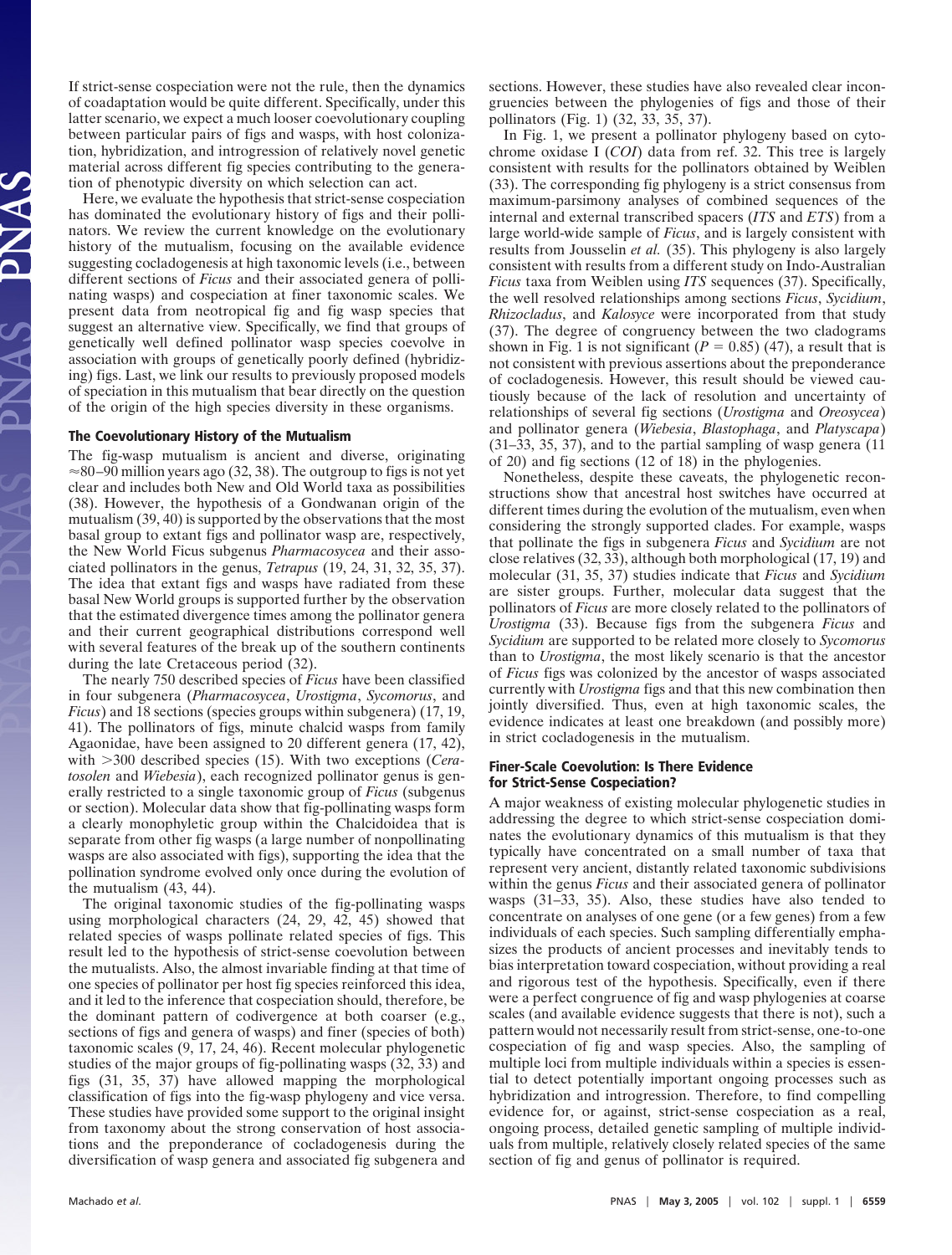If strict-sense cospeciation were not the rule, then the dynamics of coadaptation would be quite different. Specifically, under this latter scenario, we expect a much looser coevolutionary coupling between particular pairs of figs and wasps, with host colonization, hybridization, and introgression of relatively novel genetic material across different fig species contributing to the generation of phenotypic diversity on which selection can act.

Here, we evaluate the hypothesis that strict-sense cospeciation has dominated the evolutionary history of figs and their pollinators. We review the current knowledge on the evolutionary history of the mutualism, focusing on the available evidence suggesting cocladogenesis at high taxonomic levels (i.e., between different sections of *Ficus* and their associated genera of pollinating wasps) and cospeciation at finer taxonomic scales. We present data from neotropical fig and fig wasp species that suggest an alternative view. Specifically, we find that groups of genetically well defined pollinator wasp species coevolve in association with groups of genetically poorly defined (hybridizing) figs. Last, we link our results to previously proposed models of speciation in this mutualism that bear directly on the question of the origin of the high species diversity in these organisms.

## The Coevolutionary History of the Mutualism

The fig-wasp mutualism is ancient and diverse, originating ≈80–90 million years ago (32, 38). The outgroup to figs is not yet clear and includes both New and Old World taxa as possibilities (38). However, the hypothesis of a Gondwanan origin of the mutualism (39, 40) is supported by the observations that the most basal group to extant figs and pollinator wasp are, respectively, the New World Ficus subgenus *Pharmacosycea* and their associated pollinators in the genus, *Tetrapus* (19, 24, 31, 32, 35, 37). The idea that extant figs and wasps have radiated from these basal New World groups is supported further by the observation that the estimated divergence times among the pollinator genera and their current geographical distributions correspond well with several features of the break up of the southern continents during the late Cretaceous period (32).

The nearly 750 described species of *Ficus* have been classified in four subgenera (*Pharmacosycea*, *Urostigma*, *Sycomorus*, and *Ficus*) and 18 sections (species groups within subgenera) (17, 19, 41). The pollinators of figs, minute chalcid wasps from family Agaonidae, have been assigned to 20 different genera (17, 42), with >300 described species (15). With two exceptions (*Ceratosolen* and *Wiebesia*), each recognized pollinator genus is generally restricted to a single taxonomic group of *Ficus* (subgenus or section). Molecular data show that fig-pollinating wasps form a clearly monophyletic group within the Chalcidoidea that is separate from other fig wasps (a large number of nonpollinating wasps are also associated with figs), supporting the idea that the pollination syndrome evolved only once during the evolution of the mutualism (43, 44).

The original taxonomic studies of the fig-pollinating wasps using morphological characters (24, 29, 42, 45) showed that related species of wasps pollinate related species of figs. This result led to the hypothesis of strict-sense coevolution between the mutualists. Also, the almost invariable finding at that time of one species of pollinator per host fig species reinforced this idea, and it led to the inference that cospeciation should, therefore, be the dominant pattern of codivergence at both coarser (e.g., sections of figs and genera of wasps) and finer (species of both) taxonomic scales (9, 17, 24, 46). Recent molecular phylogenetic studies of the major groups of fig-pollinating wasps (32, 33) and figs (31, 35, 37) have allowed mapping the morphological classification of figs into the fig-wasp phylogeny and vice versa. These studies have provided some support to the original insight from taxonomy about the strong conservation of host associations and the preponderance of cocladogenesis during the diversification of wasp genera and associated fig subgenera and sections. However, these studies have also revealed clear incongruencies between the phylogenies of figs and those of their pollinators (Fig. 1) (32, 33, 35, 37).

In Fig. 1, we present a pollinator phylogeny based on cytochrome oxidase I (*COI*) data from ref. 32. This tree is largely consistent with results for the pollinators obtained by Weiblen (33). The corresponding fig phylogeny is a strict consensus from maximum-parsimony analyses of combined sequences of the internal and external transcribed spacers (*ITS* and *ETS*) from a large world-wide sample of *Ficus*, and is largely consistent with results from Jousselin *et al.* (35). This phylogeny is also largely consistent with results from a different study on Indo-Australian *Ficus* taxa from Weiblen using *ITS* sequences (37). Specifically, the well resolved relationships among sections *Ficus*, *Sycidium*, *Rhizocladus*, and *Kalosyce* were incorporated from that study (37). The degree of congruency between the two cladograms shown in Fig. 1 is not significant ($P = 0.85$) (47), a result that is not consistent with previous assertions about the preponderance of cocladogenesis. However, this result should be viewed cautiously because of the lack of resolution and uncertainty of relationships of several fig sections (*Urostigma* and *Oreosycea*) and pollinator genera (*Wiebesia*, *Blastophaga*, and *Platyscapa*) (31–33, 35, 37), and to the partial sampling of wasp genera (11 of 20) and fig sections (12 of 18) in the phylogenies.

Nonetheless, despite these caveats, the phylogenetic reconstructions show that ancestral host switches have occurred at different times during the evolution of the mutualism, even when considering the strongly supported clades. For example, wasps that pollinate the figs in subgenera *Ficus* and *Sycidium* are not close relatives (32, 33), although both morphological (17, 19) and molecular (31, 35, 37) studies indicate that *Ficus* and *Sycidium* are sister groups. Further, molecular data suggest that the pollinators of *Ficus* are more closely related to the pollinators of *Urostigma* (33). Because figs from the subgenera *Ficus* and *Sycidium* are supported to be related more closely to *Sycomorus* than to *Urostigma*, the most likely scenario is that the ancestor of *Ficus* figs was colonized by the ancestor of wasps associated currently with *Urostigma* figs and that this new combination then jointly diversified. Thus, even at high taxonomic scales, the evidence indicates at least one breakdown (and possibly more) in strict cocladogenesis in the mutualism.

## Finer-Scale Coevolution: Is There Evidence for Strict-Sense Cospeciation?

A major weakness of existing molecular phylogenetic studies in addressing the degree to which strict-sense cospeciation dominates the evolutionary dynamics of this mutualism is that they typically have concentrated on a small number of taxa that represent very ancient, distantly related taxonomic subdivisions within the genus *Ficus* and their associated genera of pollinator wasps (31–33, 35). Also, these studies have also tended to concentrate on analyses of one gene (or a few genes) from a few individuals of each species. Such sampling differentially emphasizes the products of ancient processes and inevitably tends to bias interpretation toward cospeciation, without providing a real and rigorous test of the hypothesis. Specifically, even if there were a perfect congruence of fig and wasp phylogenies at coarse scales (and available evidence suggests that there is not), such a pattern would not necessarily result from strict-sense, one-to-one cospeciation of fig and wasp species. Also, the sampling of multiple loci from multiple individuals within a species is essential to detect potentially important ongoing processes such as hybridization and introgression. Therefore, to find compelling evidence for, or against, strict-sense cospeciation as a real, ongoing process, detailed genetic sampling of multiple individuals from multiple, relatively closely related species of the same section of fig and genus of pollinator is required.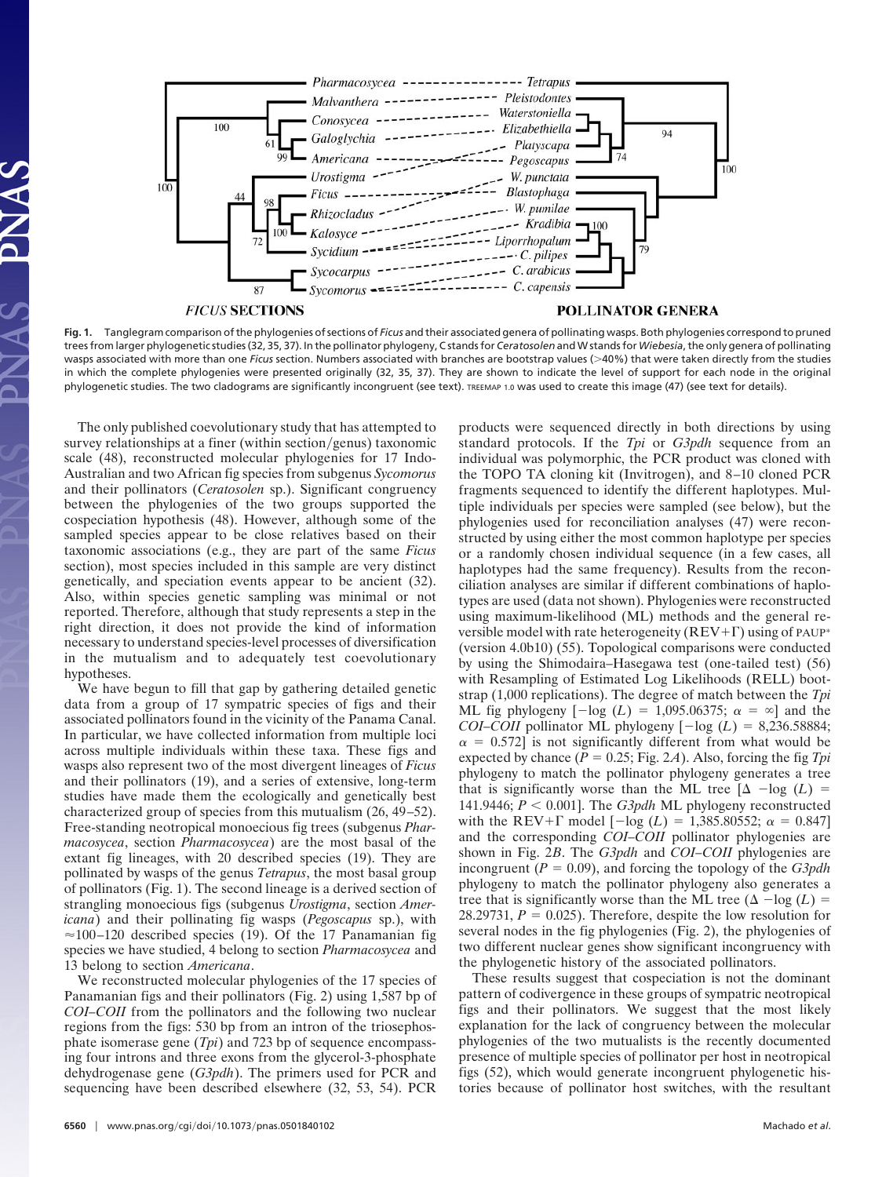**Fig. 1.** Tanglegram comparison of the phylogenies of sections of *Ficus* and their associated genera of pollinating wasps. Both phylogenies correspond to pruned trees from larger phylogenetic studies (32, 35, 37). In the pollinator phylogeny, C stands for *Ceratosolen* and W stands for *Wiebesia*, the only genera of pollinating wasps associated with more than one *Ficus* section. Numbers associated with branches are bootstrap values (>40%) that were taken directly from the studies in which the complete phylogenies were presented originally (32, 35, 37). They are shown to indicate the level of support for each node in the original phylogenetic studies. The two cladograms are significantly incongruent (see text). TREEMAP 1.0 was used to create this image (47) (see text for details).

The only published coevolutionary study that has attempted to survey relationships at a finer (within section/genus) taxonomic scale (48), reconstructed molecular phylogenies for 17 Indo-Australian and two African fig species from subgenus *Sycomorus* and their pollinators (*Ceratosolen* sp.). Significant congruency between the phylogenies of the two groups supported the cospeciation hypothesis (48). However, although some of the sampled species appear to be close relatives based on their taxonomic associations (e.g., they are part of the same *Ficus* section), most species included in this sample are very distinct genetically, and speciation events appear to be ancient (32). Also, within species genetic sampling was minimal or not reported. Therefore, although that study represents a step in the right direction, it does not provide the kind of information necessary to understand species-level processes of diversification in the mutualism and to adequately test coevolutionary hypotheses.

We have begun to fill that gap by gathering detailed genetic data from a group of 17 sympatric species of figs and their associated pollinators found in the vicinity of the Panama Canal. In particular, we have collected information from multiple loci across multiple individuals within these taxa. These figs and wasps also represent two of the most divergent lineages of *Ficus* and their pollinators (19), and a series of extensive, long-term studies have made them the ecologically and genetically best characterized group of species from this mutualism (26, 49–52). Free-standing neotropical monoecious fig trees (subgenus *Pharmacosycea*, section *Pharmacosycea*) are the most basal of the extant fig lineages, with 20 described species (19). They are pollinated by wasps of the genus *Tetrapus*, the most basal group of pollinators (Fig. 1). The second lineage is a derived section of strangling monoecious figs (subgenus *Urostigma*, section *Americana*) and their pollinating fig wasps (*Pegoscapus* sp.), with ≈100–120 described species (19). Of the 17 Panamanian fig species we have studied, 4 belong to section *Pharmacosycea* and 13 belong to section *Americana*.

We reconstructed molecular phylogenies of the 17 species of Panamanian figs and their pollinators (Fig. 2) using 1,587 bp of *COI–COII* from the pollinators and the following two nuclear regions from the figs: 530 bp from an intron of the triosephosphate isomerase gene (*Tpi*) and 723 bp of sequence encompassing four introns and three exons from the glycerol-3-phosphate dehydrogenase gene (*G3pdh*). The primers used for PCR and sequencing have been described elsewhere (32, 53, 54). PCR products were sequenced directly in both directions by using standard protocols. If the *Tpi* or *G3pdh* sequence from an individual was polymorphic, the PCR product was cloned with the TOPO TA cloning kit (Invitrogen), and 8–10 cloned PCR fragments sequenced to identify the different haplotypes. Multiple individuals per species were sampled (see below), but the phylogenies used for reconciliation analyses (47) were reconstructed by using either the most common haplotype per species or a randomly chosen individual sequence (in a few cases, all haplotypes had the same frequency). Results from the reconciliation analyses are similar if different combinations of haplotypes are used (data not shown). Phylogenies were reconstructed using maximum-likelihood (ML) methods and the general reversible model with rate heterogeneity (REV+Γ) using of PAUP* (version 4.0b10) (55). Topological comparisons were conducted by using the Shimodaira–Hasegawa test (one-tailed test) (56) with Resampling of Estimated Log Likelihoods (RELL) bootstrap (1,000 replications). The degree of match between the *Tpi* ML fig phylogeny [$-\log(L) = 1{,}095.06375$; $\alpha = \infty$] and the *COI–COII* pollinator ML phylogeny [$-\log(L) = 8{,}236.58884$; $\alpha = 0.572$] is not significantly different from what would be expected by chance ($P = 0.25$; Fig. 2*A*). Also, forcing the fig *Tpi* phylogeny to match the pollinator phylogeny generates a tree that is significantly worse than the ML tree [$\Delta -\log(L) = 141.9446$; $P < 0.001$]. The *G3pdh* ML phylogeny reconstructed with the REV+Γ model [$-\log(L) = 1{,}385.80552$; $\alpha = 0.847$] and the corresponding *COI–COII* pollinator phylogenies are shown in Fig. 2*B*. The *G3pdh* and *COI–COII* phylogenies are incongruent ($P = 0.09$), and forcing the topology of the *G3pdh* phylogeny to match the pollinator phylogeny also generates a tree that is significantly worse than the ML tree ($\Delta -\log(L) = 28.29731$, $P = 0.025$). Therefore, despite the low resolution for several nodes in the fig phylogenies (Fig. 2), the phylogenies of two different nuclear genes show significant incongruency with the phylogenetic history of the associated pollinators.

These results suggest that cospeciation is not the dominant pattern of codivergence in these groups of sympatric neotropical figs and their pollinators. We suggest that the most likely explanation for the lack of congruency between the molecular phylogenies of the two mutualists is the recently documented presence of multiple species of pollinator per host in neotropical figs (52), which would generate incongruent phylogenetic histories because of pollinator host switches, with the resultant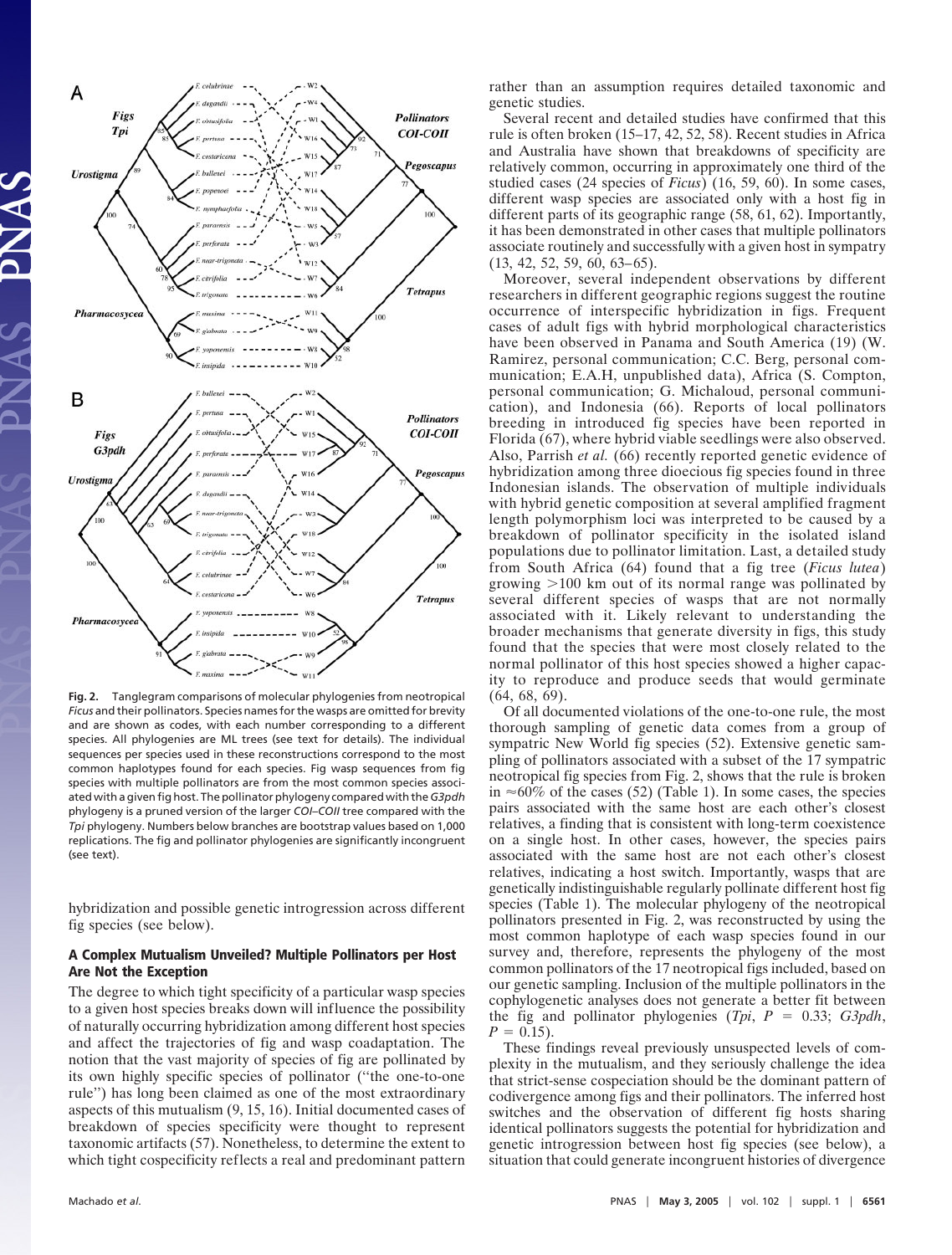Fig. 2. Tanglegram comparisons of molecular phylogenies from neotropical *Ficus* and their pollinators. Species names for the wasps are omitted for brevity and are shown as codes, with each number corresponding to a different species. All phylogenies are ML trees (see text for details). The individual sequences per species used in these reconstructions correspond to the most common haplotypes found for each species. Fig wasp sequences from fig species with multiple pollinators are from the most common species associated with a given fig host. The pollinator phylogeny compared with the *G3pdh* phylogeny is a pruned version of the larger *COI–COII* tree compared with the *Tpi* phylogeny. Numbers below branches are bootstrap values based on 1,000 replications. The fig and pollinator phylogenies are significantly incongruent (see text).

hybridization and possible genetic introgression across different fig species (see below).

## A Complex Mutualism Unveiled? Multiple Pollinators per Host Are Not the Exception

The degree to which tight specificity of a particular wasp species to a given host species breaks down will influence the possibility of naturally occurring hybridization among different host species and affect the trajectories of fig and wasp coadaptation. The notion that the vast majority of species of fig are pollinated by its own highly specific species of pollinator ("the one-to-one rule") has long been claimed as one of the most extraordinary aspects of this mutualism (9, 15, 16). Initial documented cases of breakdown of species specificity were thought to represent taxonomic artifacts (57). Nonetheless, to determine the extent to which tight cospecificity reflects a real and predominant pattern rather than an assumption requires detailed taxonomic and genetic studies.

Several recent and detailed studies have confirmed that this rule is often broken (15–17, 42, 52, 58). Recent studies in Africa and Australia have shown that breakdowns of specificity are relatively common, occurring in approximately one third of the studied cases (24 species of *Ficus*) (16, 59, 60). In some cases, different wasp species are associated only with a host fig in different parts of its geographic range (58, 61, 62). Importantly, it has been demonstrated in other cases that multiple pollinators associate routinely and successfully with a given host in sympatry (13, 42, 52, 59, 60, 63–65).

Moreover, several independent observations by different researchers in different geographic regions suggest the routine occurrence of interspecific hybridization in figs. Frequent cases of adult figs with hybrid morphological characteristics have been observed in Panama and South America (19) (W. Ramirez, personal communication; C.C. Berg, personal communication; E.A.H, unpublished data), Africa (S. Compton, personal communication; G. Michaloud, personal communication), and Indonesia (66). Reports of local pollinators breeding in introduced fig species have been reported in Florida (67), where hybrid viable seedlings were also observed. Also, Parrish *et al.* (66) recently reported genetic evidence of hybridization among three dioecious fig species found in three Indonesian islands. The observation of multiple individuals with hybrid genetic composition at several amplified fragment length polymorphism loci was interpreted to be caused by a breakdown of pollinator specificity in the isolated island populations due to pollinator limitation. Last, a detailed study from South Africa (64) found that a fig tree (*Ficus lutea*) growing >100 km out of its normal range was pollinated by several different species of wasps that are not normally associated with it. Likely relevant to understanding the broader mechanisms that generate diversity in figs, this study found that the species that were most closely related to the normal pollinator of this host species showed a higher capacity to reproduce and produce seeds that would germinate (64, 68, 69).

Of all documented violations of the one-to-one rule, the most thorough sampling of genetic data comes from a group of sympatric New World fig species (52). Extensive genetic sampling of pollinators associated with a subset of the 17 sympatric neotropical fig species from Fig. 2, shows that the rule is broken in ≈60% of the cases (52) (Table 1). In some cases, the species pairs associated with the same host are each other's closest relatives, a finding that is consistent with long-term coexistence on a single host. In other cases, however, the species pairs associated with the same host are not each other's closest relatives, indicating a host switch. Importantly, wasps that are genetically indistinguishable regularly pollinate different host fig species (Table 1). The molecular phylogeny of the neotropical pollinators presented in Fig. 2, was reconstructed by using the most common haplotype of each wasp species found in our survey and, therefore, represents the phylogeny of the most common pollinators of the 17 neotropical figs included, based on our genetic sampling. Inclusion of the multiple pollinators in the cophylogenetic analyses does not generate a better fit between the fig and pollinator phylogenies (*Tpi*, $P = 0.33$; *G3pdh*, $P = 0.15$).

These findings reveal previously unsuspected levels of complexity in the mutualism, and they seriously challenge the idea that strict-sense cospeciation should be the dominant pattern of codivergence among figs and their pollinators. The inferred host switches and the observation of different fig hosts sharing identical pollinators suggests the potential for hybridization and genetic introgression between host fig species (see below), a situation that could generate incongruent histories of divergence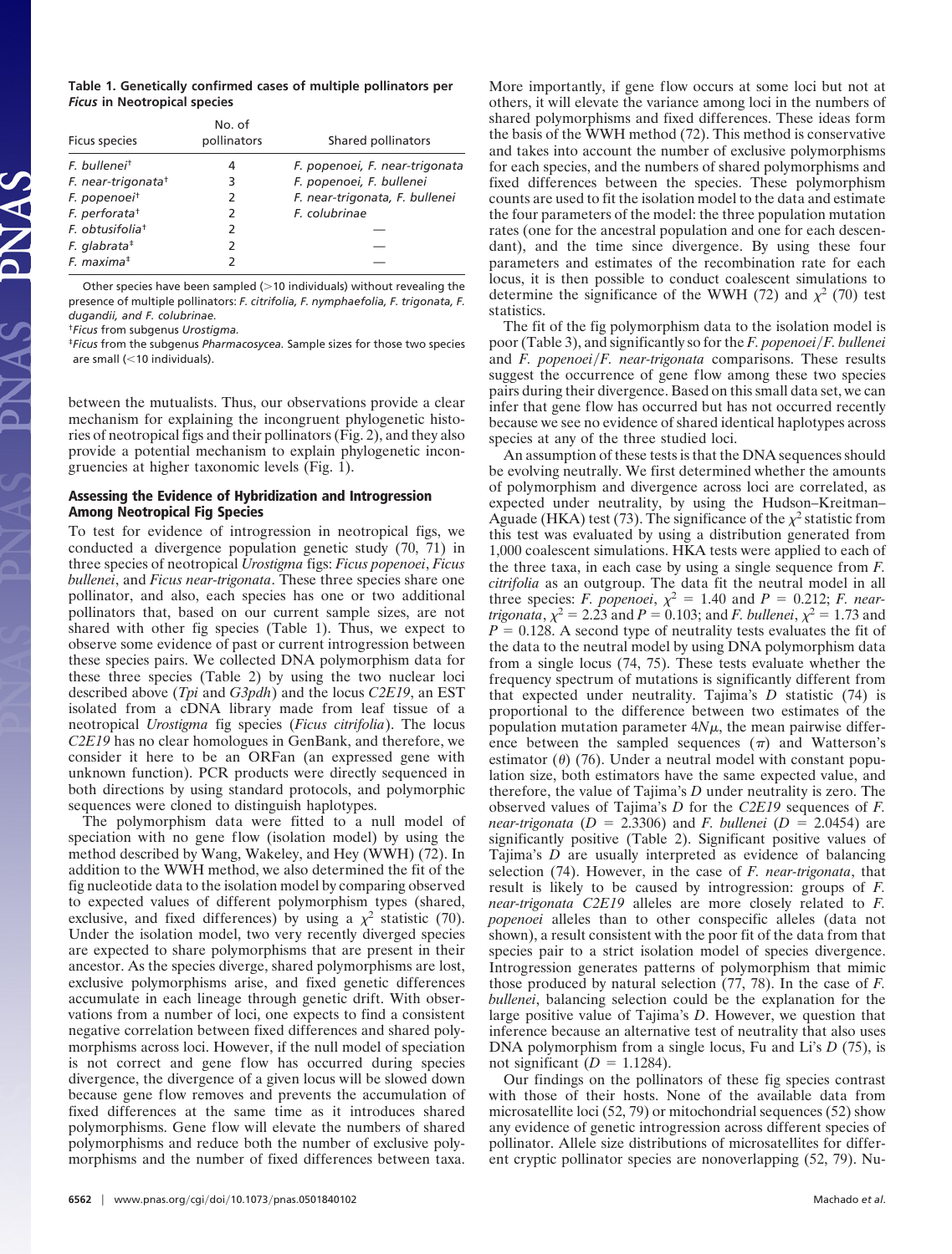**Table 1. Genetically confirmed cases of multiple pollinators per *Ficus* in Neotropical species**

| Ficus species | No. of pollinators | Shared pollinators |
|---|---|---|
| *F. bullenei*[†] | 4 | *F. popenoei, F. near-trigonata* |
| *F. near-trigonata*[†] | 3 | *F. popenoei, F. bullenei* |
| *F. popenoei*[†] | 2 | *F. near-trigonata, F. bullenei* |
| *F. perforata*[†] | 2 | *F. colubrinae* |
| *F. obtusifolia*[†] | 2 | — |
| *F. glabrata*[‡] | 2 | — |
| *F. maxima*[‡] | 2 | — |

Other species have been sampled (>10 individuals) without revealing the presence of multiple pollinators: *F. citrifolia, F. nymphaefolia, F. trigonata, F. dugandii, and F. colubrinae.*

[†]*Ficus* from subgenus *Urostigma.*

[‡]*Ficus* from the subgenus *Pharmacosycea.* Sample sizes for those two species are small (<10 individuals).

between the mutualists. Thus, our observations provide a clear mechanism for explaining the incongruent phylogenetic histories of neotropical figs and their pollinators (Fig. 2), and they also provide a potential mechanism to explain phylogenetic incongruencies at higher taxonomic levels (Fig. 1).

## Assessing the Evidence of Hybridization and Introgression Among Neotropical Fig Species

To test for evidence of introgression in neotropical figs, we conducted a divergence population genetic study (70, 71) in three species of neotropical *Urostigma* figs: *Ficus popenoei*, *Ficus bullenei*, and *Ficus near-trigonata*. These three species share one pollinator, and also, each species has one or two additional pollinators that, based on our current sample sizes, are not shared with other fig species (Table 1). Thus, we expect to observe some evidence of past or current introgression between these species pairs. We collected DNA polymorphism data for these three species (Table 2) by using the two nuclear loci described above (*Tpi* and *G3pdh*) and the locus *C2E19*, an EST isolated from a cDNA library made from leaf tissue of a neotropical *Urostigma* fig species (*Ficus citrifolia*). The locus *C2E19* has no clear homologues in GenBank, and therefore, we consider it here to be an ORFan (an expressed gene with unknown function). PCR products were directly sequenced in both directions by using standard protocols, and polymorphic sequences were cloned to distinguish haplotypes.

The polymorphism data were fitted to a null model of speciation with no gene flow (isolation model) by using the method described by Wang, Wakeley, and Hey (WWH) (72). In addition to the WWH method, we also determined the fit of the fig nucleotide data to the isolation model by comparing observed to expected values of different polymorphism types (shared, exclusive, and fixed differences) by using a $\chi^2$ statistic (70). Under the isolation model, two very recently diverged species are expected to share polymorphisms that are present in their ancestor. As the species diverge, shared polymorphisms are lost, exclusive polymorphisms arise, and fixed genetic differences accumulate in each lineage through genetic drift. With observations from a number of loci, one expects to find a consistent negative correlation between fixed differences and shared polymorphisms across loci. However, if the null model of speciation is not correct and gene flow has occurred during species divergence, the divergence of a given locus will be slowed down because gene flow removes and prevents the accumulation of fixed differences at the same time as it introduces shared polymorphisms. Gene flow will elevate the numbers of shared polymorphisms and reduce both the number of exclusive polymorphisms and the number of fixed differences between taxa. More importantly, if gene flow occurs at some loci but not at others, it will elevate the variance among loci in the numbers of shared polymorphisms and fixed differences. These ideas form the basis of the WWH method (72). This method is conservative and takes into account the number of exclusive polymorphisms for each species, and the numbers of shared polymorphisms and fixed differences between the species. These polymorphism counts are used to fit the isolation model to the data and estimate the four parameters of the model: the three population mutation rates (one for the ancestral population and one for each descendant), and the time since divergence. By using these four parameters and estimates of the recombination rate for each locus, it is then possible to conduct coalescent simulations to determine the significance of the WWH (72) and $\chi^2$ (70) test statistics.

The fit of the fig polymorphism data to the isolation model is poor (Table 3), and significantly so for the *F. popenoei*/*F. bullenei* and *F. popenoei*/*F. near-trigonata* comparisons. These results suggest the occurrence of gene flow among these two species pairs during their divergence. Based on this small data set, we can infer that gene flow has occurred but has not occurred recently because we see no evidence of shared identical haplotypes across species at any of the three studied loci.

An assumption of these tests is that the DNA sequences should be evolving neutrally. We first determined whether the amounts of polymorphism and divergence across loci are correlated, as expected under neutrality, by using the Hudson–Kreitman–Aguade (HKA) test (73). The significance of the $\chi^2$ statistic from this test was evaluated by using a distribution generated from 1,000 coalescent simulations. HKA tests were applied to each of the three taxa, in each case by using a single sequence from *F. citrifolia* as an outgroup. The data fit the neutral model in all three species: *F. popenoei*, $\chi^2 = 1.40$ and $P = 0.212$; *F. near-trigonata*, $\chi^2 = 2.23$ and $P = 0.103$; and *F. bullenei*, $\chi^2 = 1.73$ and $P = 0.128$. A second type of neutrality tests evaluates the fit of the data to the neutral model by using DNA polymorphism data from a single locus (74, 75). These tests evaluate whether the frequency spectrum of mutations is significantly different from that expected under neutrality. Tajima's $D$ statistic (74) is proportional to the difference between two estimates of the population mutation parameter $4N\mu$, the mean pairwise difference between the sampled sequences ($\pi$) and Watterson's estimator ($\theta$) (76). Under a neutral model with constant population size, both estimators have the same expected value, and therefore, the value of Tajima's $D$ under neutrality is zero. The observed values of Tajima's $D$ for the *C2E19* sequences of *F. near-trigonata* ($D = 2.3306$) and *F. bullenei* ($D = 2.0454$) are significantly positive (Table 2). Significant positive values of Tajima's $D$ are usually interpreted as evidence of balancing selection (74). However, in the case of *F. near-trigonata*, that result is likely to be caused by introgression: groups of *F. near-trigonata C2E19* alleles are more closely related to *F. popenoei* alleles than to other conspecific alleles (data not shown), a result consistent with the poor fit of the data from that species pair to a strict isolation model of species divergence. Introgression generates patterns of polymorphism that mimic those produced by natural selection (77, 78). In the case of *F. bullenei*, balancing selection could be the explanation for the large positive value of Tajima's $D$. However, we question that inference because an alternative test of neutrality that also uses DNA polymorphism from a single locus, Fu and Li's $D$ (75), is not significant ($D = 1.1284$).

Our findings on the pollinators of these fig species contrast with those of their hosts. None of the available data from microsatellite loci (52, 79) or mitochondrial sequences (52) show any evidence of genetic introgression across different species of pollinator. Allele size distributions of microsatellites for different cryptic pollinator species are nonoverlapping (52, 79). Nu-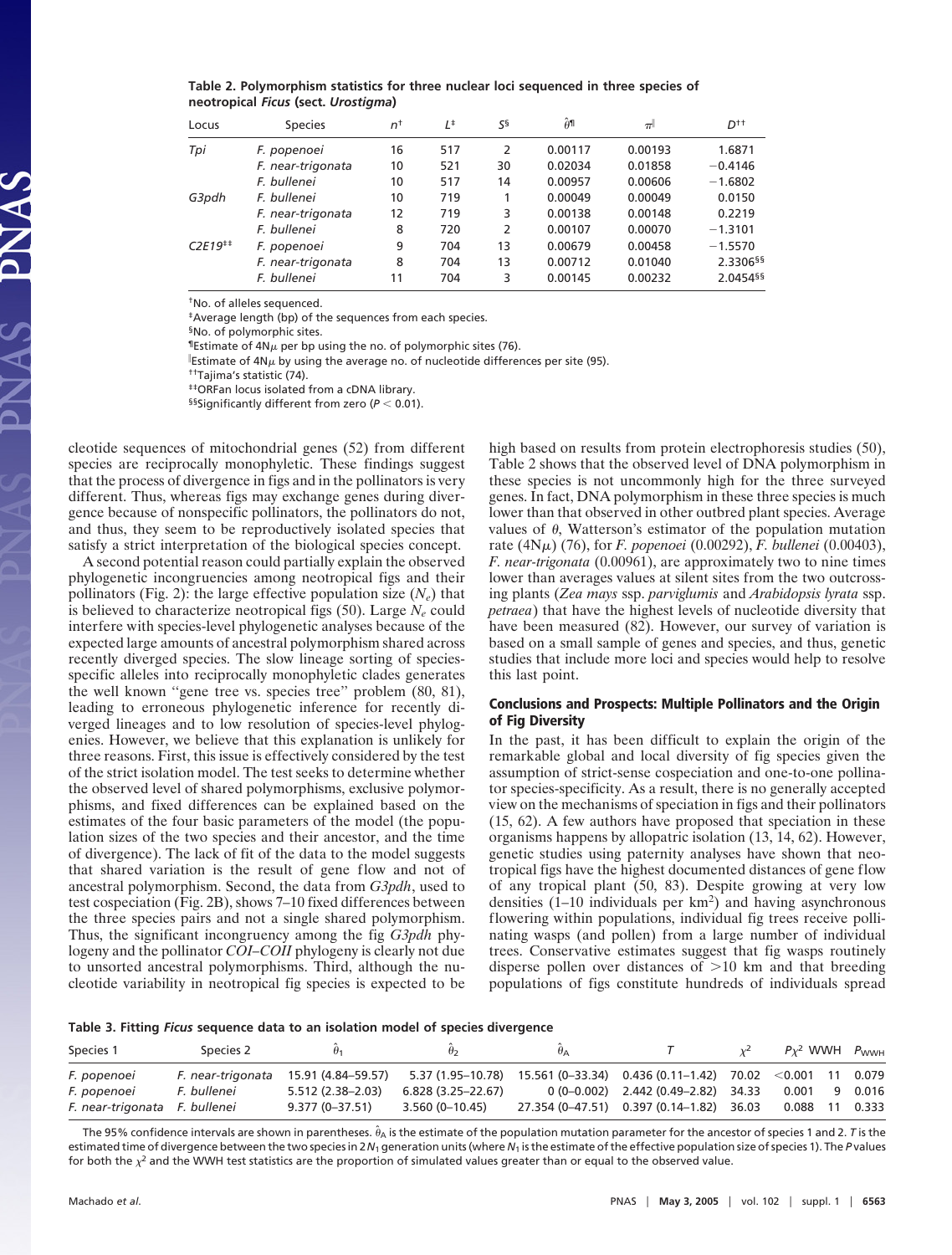**Table 2. Polymorphism statistics for three nuclear loci sequenced in three species of neotropical *Ficus* (sect. *Urostigma*)**

| Locus | Species | $n$[†] | $L$[‡] | $S$[§] | $\hat{\theta}$[¶] | $\pi$[‖] | $D$[††] |
|---|---|---|---|---|---|---|---|
| *Tpi* | *F. popenoei* | 16 | 517 | 2 | 0.00117 | 0.00193 | 1.6871 |
| | *F. near-trigonata* | 10 | 521 | 30 | 0.02034 | 0.01858 | −0.4146 |
| | *F. bullenei* | 10 | 517 | 14 | 0.00957 | 0.00606 | −1.6802 |
| *G3pdh* | *F. bullenei* | 10 | 719 | 1 | 0.00049 | 0.00049 | 0.0150 |
| | *F. near-trigonata* | 12 | 719 | 3 | 0.00138 | 0.00148 | 0.2219 |
| | *F. bullenei* | 8 | 720 | 2 | 0.00107 | 0.00070 | −1.3101 |
| *C2E19*[‡‡] | *F. popenoei* | 9 | 704 | 13 | 0.00679 | 0.00458 | −1.5570 |
| | *F. near-trigonata* | 8 | 704 | 13 | 0.00712 | 0.01040 | 2.3306[§§] |
| | *F. bullenei* | 11 | 704 | 3 | 0.00145 | 0.00232 | 2.0454[§§] |

[†]No. of alleles sequenced.
[‡]Average length (bp) of the sequences from each species.
[§]No. of polymorphic sites.
[¶]Estimate of $4N\mu$ per bp using the no. of polymorphic sites (76).
[‖]Estimate of $4N\mu$ by using the average no. of nucleotide differences per site (95).
[††]Tajima's statistic (74).
[‡‡]ORFan locus isolated from a cDNA library.
[§§]Significantly different from zero ($P < 0.01$).

cleotide sequences of mitochondrial genes (52) from different species are reciprocally monophyletic. These findings suggest that the process of divergence in figs and in the pollinators is very different. Thus, whereas figs may exchange genes during divergence because of nonspecific pollinators, the pollinators do not, and thus, they seem to be reproductively isolated species that satisfy a strict interpretation of the biological species concept.

A second potential reason could partially explain the observed phylogenetic incongruencies among neotropical figs and their pollinators (Fig. 2): the large effective population size ($N_e$) that is believed to characterize neotropical figs (50). Large $N_e$ could interfere with species-level phylogenetic analyses because of the expected large amounts of ancestral polymorphism shared across recently diverged species. The slow lineage sorting of species-specific alleles into reciprocally monophyletic clades generates the well known "gene tree vs. species tree" problem (80, 81), leading to erroneous phylogenetic inference for recently diverged lineages and to low resolution of species-level phylogenies. However, we believe that this explanation is unlikely for three reasons. First, this issue is effectively considered by the test of the strict isolation model. The test seeks to determine whether the observed level of shared polymorphisms, exclusive polymorphisms, and fixed differences can be explained based on the estimates of the four basic parameters of the model (the population sizes of the two species and their ancestor, and the time of divergence). The lack of fit of the data to the model suggests that shared variation is the result of gene flow and not of ancestral polymorphism. Second, the data from *G3pdh*, used to test cospeciation (Fig. 2B), shows 7–10 fixed differences between the three species pairs and not a single shared polymorphism. Thus, the significant incongruency among the fig *G3pdh* phylogeny and the pollinator *COI–COII* phylogeny is clearly not due to unsorted ancestral polymorphisms. Third, although the nucleotide variability in neotropical fig species is expected to be high based on results from protein electrophoresis studies (50), Table 2 shows that the observed level of DNA polymorphism in these species is not uncommonly high for the three surveyed genes. In fact, DNA polymorphism in these three species is much lower than that observed in other outbred plant species. Average values of $\theta$, Watterson's estimator of the population mutation rate ($4N\mu$) (76), for *F. popenoei* (0.00292), *F. bullenei* (0.00403), *F. near-trigonata* (0.00961), are approximately two to nine times lower than averages values at silent sites from the two outcrossing plants (*Zea mays* ssp. *parviglumis* and *Arabidopsis lyrata* ssp. *petraea*) that have the highest levels of nucleotide diversity that have been measured (82). However, our survey of variation is based on a small sample of genes and species, and thus, genetic studies that include more loci and species would help to resolve this last point.

## Conclusions and Prospects: Multiple Pollinators and the Origin of Fig Diversity

In the past, it has been difficult to explain the origin of the remarkable global and local diversity of fig species given the assumption of strict-sense cospeciation and one-to-one pollinator species-specificity. As a result, there is no generally accepted view on the mechanisms of speciation in figs and their pollinators (15, 62). A few authors have proposed that speciation in these organisms happens by allopatric isolation (13, 14, 62). However, genetic studies using paternity analyses have shown that neotropical figs have the highest documented distances of gene flow of any tropical plant (50, 83). Despite growing at very low densities (1–10 individuals per km$^2$) and having asynchronous flowering within populations, individual fig trees receive pollinating wasps (and pollen) from a large number of individual trees. Conservative estimates suggest that fig wasps routinely disperse pollen over distances of >10 km and that breeding populations of figs constitute hundreds of individuals spread

**Table 3. Fitting *Ficus* sequence data to an isolation model of species divergence**

| Species 1 | Species 2 | $\hat{\theta}_1$ | $\hat{\theta}_2$ | $\hat{\theta}_A$ | $T$ | $\chi^2$ | $P\chi^2$ | WWH | $P_{WWH}$ |
|---|---|---|---|---|---|---|---|---|---|
| *F. popenoei* | *F. near-trigonata* | 15.91 (4.84–59.57) | 5.37 (1.95–10.78) | 15.561 (0–33.34) | 0.436 (0.11–1.42) | 70.02 | <0.001 | 11 | 0.079 |
| *F. popenoei* | *F. bullenei* | 5.512 (2.38–2.03) | 6.828 (3.25–22.67) | 0 (0–0.002) | 2.442 (0.49–2.82) | 34.33 | 0.001 | 9 | 0.016 |
| *F. near-trigonata* | *F. bullenei* | 9.377 (0–37.51) | 3.560 (0–10.45) | 27.354 (0–47.51) | 0.397 (0.14–1.82) | 36.03 | 0.088 | 11 | 0.333 |

The 95% confidence intervals are shown in parentheses. $\hat{\theta}_A$ is the estimate of the population mutation parameter for the ancestor of species 1 and 2. $T$ is the estimated time of divergence between the two species in $2N_1$ generation units (where $N_1$ is the estimate of the effective population size of species 1). The $P$ values for both the $\chi^2$ and the WWH test statistics are the proportion of simulated values greater than or equal to the observed value.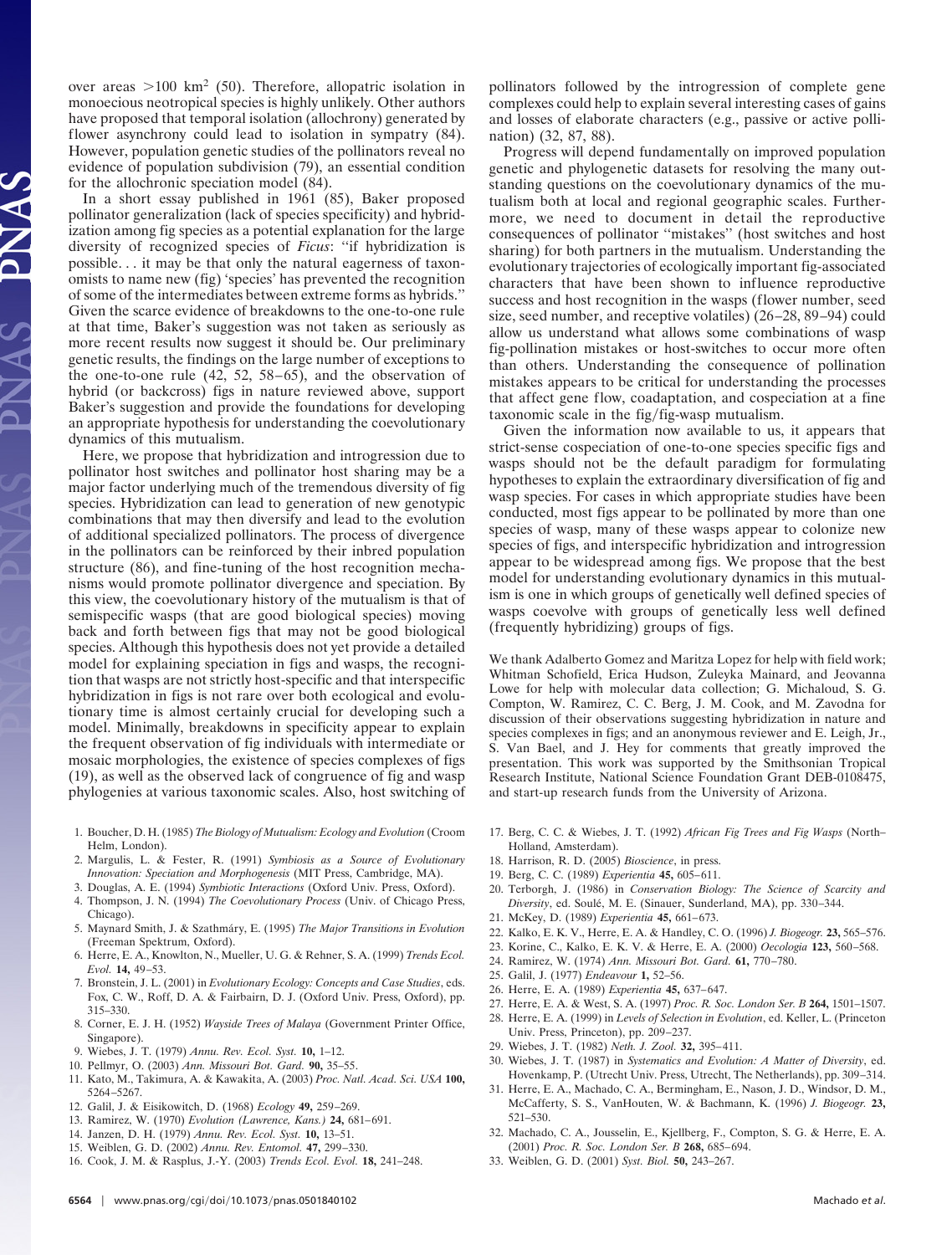over areas >100 km$^2$ (50). Therefore, allopatric isolation in monoecious neotropical species is highly unlikely. Other authors have proposed that temporal isolation (allochrony) generated by flower asynchrony could lead to isolation in sympatry (84). However, population genetic studies of the pollinators reveal no evidence of population subdivision (79), an essential condition for the allochronic speciation model (84).

In a short essay published in 1961 (85), Baker proposed pollinator generalization (lack of species specificity) and hybridization among fig species as a potential explanation for the large diversity of recognized species of *Ficus*: "if hybridization is possible. . . it may be that only the natural eagerness of taxonomists to name new (fig) 'species' has prevented the recognition of some of the intermediates between extreme forms as hybrids." Given the scarce evidence of breakdowns to the one-to-one rule at that time, Baker's suggestion was not taken as seriously as more recent results now suggest it should be. Our preliminary genetic results, the findings on the large number of exceptions to the one-to-one rule (42, 52, 58–65), and the observation of hybrid (or backcross) figs in nature reviewed above, support Baker's suggestion and provide the foundations for developing an appropriate hypothesis for understanding the coevolutionary dynamics of this mutualism.

Here, we propose that hybridization and introgression due to pollinator host switches and pollinator host sharing may be a major factor underlying much of the tremendous diversity of fig species. Hybridization can lead to generation of new genotypic combinations that may then diversify and lead to the evolution of additional specialized pollinators. The process of divergence in the pollinators can be reinforced by their inbred population structure (86), and fine-tuning of the host recognition mechanisms would promote pollinator divergence and speciation. By this view, the coevolutionary history of the mutualism is that of semispecific wasps (that are good biological species) moving back and forth between figs that may not be good biological species. Although this hypothesis does not yet provide a detailed model for explaining speciation in figs and wasps, the recognition that wasps are not strictly host-specific and that interspecific hybridization in figs is not rare over both ecological and evolutionary time is almost certainly crucial for developing such a model. Minimally, breakdowns in specificity appear to explain the frequent observation of fig individuals with intermediate or mosaic morphologies, the existence of species complexes of figs (19), as well as the observed lack of congruence of fig and wasp phylogenies at various taxonomic scales. Also, host switching of pollinators followed by the introgression of complete gene complexes could help to explain several interesting cases of gains and losses of elaborate characters (e.g., passive or active pollination) (32, 87, 88).

Progress will depend fundamentally on improved population genetic and phylogenetic datasets for resolving the many outstanding questions on the coevolutionary dynamics of the mutualism both at local and regional geographic scales. Furthermore, we need to document in detail the reproductive consequences of pollinator "mistakes" (host switches and host sharing) for both partners in the mutualism. Understanding the evolutionary trajectories of ecologically important fig-associated characters that have been shown to influence reproductive success and host recognition in the wasps (flower number, seed size, seed number, and receptive volatiles) (26–28, 89–94) could allow us understand what allows some combinations of wasp fig-pollination mistakes or host-switches to occur more often than others. Understanding the consequence of pollination mistakes appears to be critical for understanding the processes that affect gene flow, coadaptation, and cospeciation at a fine taxonomic scale in the fig/fig-wasp mutualism.

Given the information now available to us, it appears that strict-sense cospeciation of one-to-one species specific figs and wasps should not be the default paradigm for formulating hypotheses to explain the extraordinary diversification of fig and wasp species. For cases in which appropriate studies have been conducted, most figs appear to be pollinated by more than one species of wasp, many of these wasps appear to colonize new species of figs, and interspecific hybridization and introgression appear to be widespread among figs. We propose that the best model for understanding evolutionary dynamics in this mutualism is one in which groups of genetically well defined species of wasps coevolve with groups of genetically less well defined (frequently hybridizing) groups of figs.

We thank Adalberto Gomez and Maritza Lopez for help with field work; Whitman Schofield, Erica Hudson, Zuleyka Mainard, and Jeovanna Lowe for help with molecular data collection; G. Michaloud, S. G. Compton, W. Ramirez, C. C. Berg, J. M. Cook, and M. Zavodna for discussion of their observations suggesting hybridization in nature and species complexes in figs; and an anonymous reviewer and E. Leigh, Jr., S. Van Bael, and J. Hey for comments that greatly improved the presentation. This work was supported by the Smithsonian Tropical Research Institute, National Science Foundation Grant DEB-0108475, and start-up research funds from the University of Arizona.

1. Boucher, D. H. (1985) *The Biology of Mutualism: Ecology and Evolution* (Croom Helm, London).
2. Margulis, L. & Fester, R. (1991) *Symbiosis as a Source of Evolutionary Innovation: Speciation and Morphogenesis* (MIT Press, Cambridge, MA).
3. Douglas, A. E. (1994) *Symbiotic Interactions* (Oxford Univ. Press, Oxford).
4. Thompson, J. N. (1994) *The Coevolutionary Process* (Univ. of Chicago Press, Chicago).
5. Maynard Smith, J. & Szathmáry, E. (1995) *The Major Transitions in Evolution* (Freeman Spektrum, Oxford).
6. Herre, E. A., Knowlton, N., Mueller, U. G. & Rehner, S. A. (1999) *Trends Ecol. Evol.* **14,** 49–53.
7. Bronstein, J. L. (2001) in *Evolutionary Ecology: Concepts and Case Studies*, eds. Fox, C. W., Roff, D. A. & Fairbairn, D. J. (Oxford Univ. Press, Oxford), pp. 315–330.
8. Corner, E. J. H. (1952) *Wayside Trees of Malaya* (Government Printer Office, Singapore).
9. Wiebes, J. T. (1979) *Annu. Rev. Ecol. Syst.* **10,** 1–12.
10. Pellmyr, O. (2003) *Ann. Missouri Bot. Gard.* **90,** 35–55.
11. Kato, M., Takimura, A. & Kawakita, A. (2003) *Proc. Natl. Acad. Sci. USA* **100,** 5264–5267.
12. Galil, J. & Eisikowitch, D. (1968) *Ecology* **49,** 259–269.
13. Ramirez, W. (1970) *Evolution (Lawrence, Kans.)* **24,** 681–691.
14. Janzen, D. H. (1979) *Annu. Rev. Ecol. Syst.* **10,** 13–51.
15. Weiblen, G. D. (2002) *Annu. Rev. Entomol.* **47,** 299–330.
16. Cook, J. M. & Rasplus, J.-Y. (2003) *Trends Ecol. Evol.* **18,** 241–248.
17. Berg, C. C. & Wiebes, J. T. (1992) *African Fig Trees and Fig Wasps* (North–Holland, Amsterdam).
18. Harrison, R. D. (2005) *Bioscience*, in press.
19. Berg, C. C. (1989) *Experientia* **45,** 605–611.
20. Terborgh, J. (1986) in *Conservation Biology: The Science of Scarcity and Diversity*, ed. Soulé, M. E. (Sinauer, Sunderland, MA), pp. 330–344.
21. McKey, D. (1989) *Experientia* **45,** 661–673.
22. Kalko, E. K. V., Herre, E. A. & Handley, C. O. (1996) *J. Biogeogr.* **23,** 565–576.
23. Korine, C., Kalko, E. K. V. & Herre, E. A. (2000) *Oecologia* **123,** 560–568.
24. Ramirez, W. (1974) *Ann. Missouri Bot. Gard.* **61,** 770–780.
25. Galil, J. (1977) *Endeavour* **1,** 52–56.
26. Herre, E. A. (1989) *Experientia* **45,** 637–647.
27. Herre, E. A. & West, S. A. (1997) *Proc. R. Soc. London Ser. B* **264,** 1501–1507.
28. Herre, E. A. (1999) in *Levels of Selection in Evolution*, ed. Keller, L. (Princeton Univ. Press, Princeton), pp. 209–237.
29. Wiebes, J. T. (1982) *Neth. J. Zool.* **32,** 395–411.
30. Wiebes, J. T. (1987) in *Systematics and Evolution: A Matter of Diversity*, ed. Hovenkamp, P. (Utrecht Univ. Press, Utrecht, The Netherlands), pp. 309–314.
31. Herre, E. A., Machado, C. A., Bermingham, E., Nason, J. D., Windsor, D. M., McCafferty, S. S., VanHouten, W. & Bachmann, K. (1996) *J. Biogeogr.* **23,** 521–530.
32. Machado, C. A., Jousselin, E., Kjellberg, F., Compton, S. G. & Herre, E. A. (2001) *Proc. R. Soc. London Ser. B* **268,** 685–694.
33. Weiblen, G. D. (2001) *Syst. Biol.* **50,** 243–267.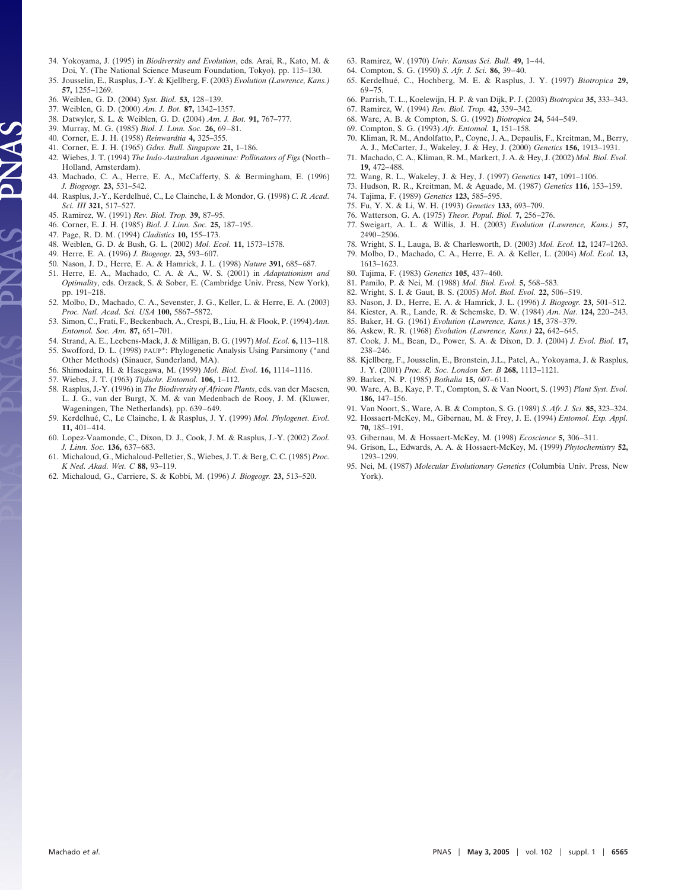34. Yokoyama, J. (1995) in *Biodiversity and Evolution*, eds. Arai, R., Kato, M. & Doi, Y. (The National Science Museum Foundation, Tokyo), pp. 115–130.
35. Jousselin, E., Rasplus, J.-Y. & Kjellberg, F. (2003) *Evolution (Lawrence, Kans.)* **57,** 1255–1269.
36. Weiblen, G. D. (2004) *Syst. Biol.* **53,** 128–139.
37. Weiblen, G. D. (2000) *Am. J. Bot.* **87,** 1342–1357.
38. Datwyler, S. L. & Weiblen, G. D. (2004) *Am. J. Bot.* **91,** 767–777.
39. Murray, M. G. (1985) *Biol. J. Linn. Soc.* **26,** 69–81.
40. Corner, E. J. H. (1958) *Reinwardtia* **4,** 325–355.
41. Corner, E. J. H. (1965) *Gdns. Bull. Singapore* **21,** 1–186.
42. Wiebes, J. T. (1994) *The Indo-Australian Agaoninae: Pollinators of Figs* (North–Holland, Amsterdam).
43. Machado, C. A., Herre, E. A., McCafferty, S. & Bermingham, E. (1996) *J. Biogeogr.* **23,** 531–542.
44. Rasplus, J.-Y., Kerdelhué, C., Le Clainche, I. & Mondor, G. (1998) *C. R. Acad. Sci. III* **321,** 517–527.
45. Ramirez, W. (1991) *Rev. Biol. Trop.* **39,** 87–95.
46. Corner, E. J. H. (1985) *Biol. J. Linn. Soc.* **25,** 187–195.
47. Page, R. D. M. (1994) *Cladistics* **10,** 155–173.
48. Weiblen, G. D. & Bush, G. L. (2002) *Mol. Ecol.* **11,** 1573–1578.
49. Herre, E. A. (1996) *J. Biogeogr.* **23,** 593–607.
50. Nason, J. D., Herre, E. A. & Hamrick, J. L. (1998) *Nature* **391,** 685–687.
51. Herre, E. A., Machado, C. A. & A., W. S. (2001) in *Adaptationism and Optimality*, eds. Orzack, S. & Sober, E. (Cambridge Univ. Press, New York), pp. 191–218.
52. Molbo, D., Machado, C. A., Sevenster, J. G., Keller, L. & Herre, E. A. (2003) *Proc. Natl. Acad. Sci. USA* **100,** 5867–5872.
53. Simon, C., Frati, F., Beckenbach, A., Crespi, B., Liu, H. & Flook, P. (1994) *Ann. Entomol. Soc. Am.* **87,** 651–701.
54. Strand, A. E., Leebens-Mack, J. & Milligan, B. G. (1997) *Mol. Ecol.* **6,** 113–118.
55. Swofford, D. L. (1998) PAUP*: Phylogenetic Analysis Using Parsimony (*and Other Methods) (Sinauer, Sunderland, MA).
56. Shimodaira, H. & Hasegawa, M. (1999) *Mol. Biol. Evol.* **16,** 1114–1116.
57. Wiebes, J. T. (1963) *Tijdschr. Entomol.* **106,** 1–112.
58. Rasplus, J.-Y. (1996) in *The Biodiversity of African Plants*, eds. van der Maesen, L. J. G., van der Burgt, X. M. & van Medenbach de Rooy, J. M. (Kluwer, Wageningen, The Netherlands), pp. 639–649.
59. Kerdelhué, C., Le Clainche, I. & Rasplus, J. Y. (1999) *Mol. Phylogenet. Evol.* **11,** 401–414.
60. Lopez-Vaamonde, C., Dixon, D. J., Cook, J. M. & Rasplus, J.-Y. (2002) *Zool. J. Linn. Soc.* **136,** 637–683.
61. Michaloud, G., Michaloud-Pelletier, S., Wiebes, J. T. & Berg, C. C. (1985) *Proc. K Ned. Akad. Wet. C* **88,** 93–119.
62. Michaloud, G., Carriere, S. & Kobbi, M. (1996) *J. Biogeogr.* **23,** 513–520.
63. Ramirez, W. (1970) *Univ. Kansas Sci. Bull.* **49,** 1–44.
64. Compton, S. G. (1990) *S. Afr. J. Sci.* **86,** 39–40.
65. Kerdelhué, C., Hochberg, M. E. & Rasplus, J. Y. (1997) *Biotropica* **29,** 69–75.
66. Parrish, T. L., Koelewijn, H. P. & van Dijk, P. J. (2003) *Biotropica* **35,** 333–343.
67. Ramirez, W. (1994) *Rev. Biol. Trop.* **42,** 339–342.
68. Ware, A. B. & Compton, S. G. (1992) *Biotropica* **24,** 544–549.
69. Compton, S. G. (1993) *Afr. Entomol.* **1,** 151–158.
70. Kliman, R. M., Andolfatto, P., Coyne, J. A., Depaulis, F., Kreitman, M., Berry, A. J., McCarter, J., Wakeley, J. & Hey, J. (2000) *Genetics* **156,** 1913–1931.
71. Machado, C. A., Kliman, R. M., Markert, J. A. & Hey, J. (2002) *Mol. Biol. Evol.* **19,** 472–488.
72. Wang, R. L., Wakeley, J. & Hey, J. (1997) *Genetics* **147,** 1091–1106.
73. Hudson, R. R., Kreitman, M. & Aguade, M. (1987) *Genetics* **116,** 153–159.
74. Tajima, F. (1989) *Genetics* **123,** 585–595.
75. Fu, Y. X. & Li, W. H. (1993) *Genetics* **133,** 693–709.
76. Watterson, G. A. (1975) *Theor. Popul. Biol.* **7,** 256–276.
77. Sweigart, A. L. & Willis, J. H. (2003) *Evolution (Lawrence, Kans.)* **57,** 2490–2506.
78. Wright, S. I., Lauga, B. & Charlesworth, D. (2003) *Mol. Ecol.* **12,** 1247–1263.
79. Molbo, D., Machado, C. A., Herre, E. A. & Keller, L. (2004) *Mol. Ecol.* **13,** 1613–1623.
80. Tajima, F. (1983) *Genetics* **105,** 437–460.
81. Pamilo, P. & Nei, M. (1988) *Mol. Biol. Evol.* **5,** 568–583.
82. Wright, S. I. & Gaut, B. S. (2005) *Mol. Biol. Evol.* **22,** 506–519.
83. Nason, J. D., Herre, E. A. & Hamrick, J. L. (1996) *J. Biogeogr.* **23,** 501–512.
84. Kiester, A. R., Lande, R. & Schemske, D. W. (1984) *Am. Nat.* **124,** 220–243.
85. Baker, H. G. (1961) *Evolution (Lawrence, Kans.)* **15,** 378–379.
86. Askew, R. R. (1968) *Evolution (Lawrence, Kans.)* **22,** 642–645.
87. Cook, J. M., Bean, D., Power, S. A. & Dixon, D. J. (2004) *J. Evol. Biol.* **17,** 238–246.
88. Kjellberg, F., Jousselin, E., Bronstein, J.L., Patel, A., Yokoyama, J. & Rasplus, J. Y. (2001) *Proc. R. Soc. London Ser. B* **268,** 1113–1121.
89. Barker, N. P. (1985) *Bothalia* **15,** 607–611.
90. Ware, A. B., Kaye, P. T., Compton, S. & Van Noort, S. (1993) *Plant Syst. Evol.* **186,** 147–156.
91. Van Noort, S., Ware, A. B. & Compton, S. G. (1989) *S. Afr. J. Sci.* **85,** 323–324.
92. Hossaert-McKey, M., Gibernau, M. & Frey, J. E. (1994) *Entomol. Exp. Appl.* **70,** 185–191.
93. Gibernau, M. & Hossaert-McKey, M. (1998) *Ecoscience* **5,** 306–311.
94. Grison, L., Edwards, A. A. & Hossaert-McKey, M. (1999) *Phytochemistry* **52,** 1293–1299.
95. Nei, M. (1987) *Molecular Evolutionary Genetics* (Columbia Univ. Press, New York).